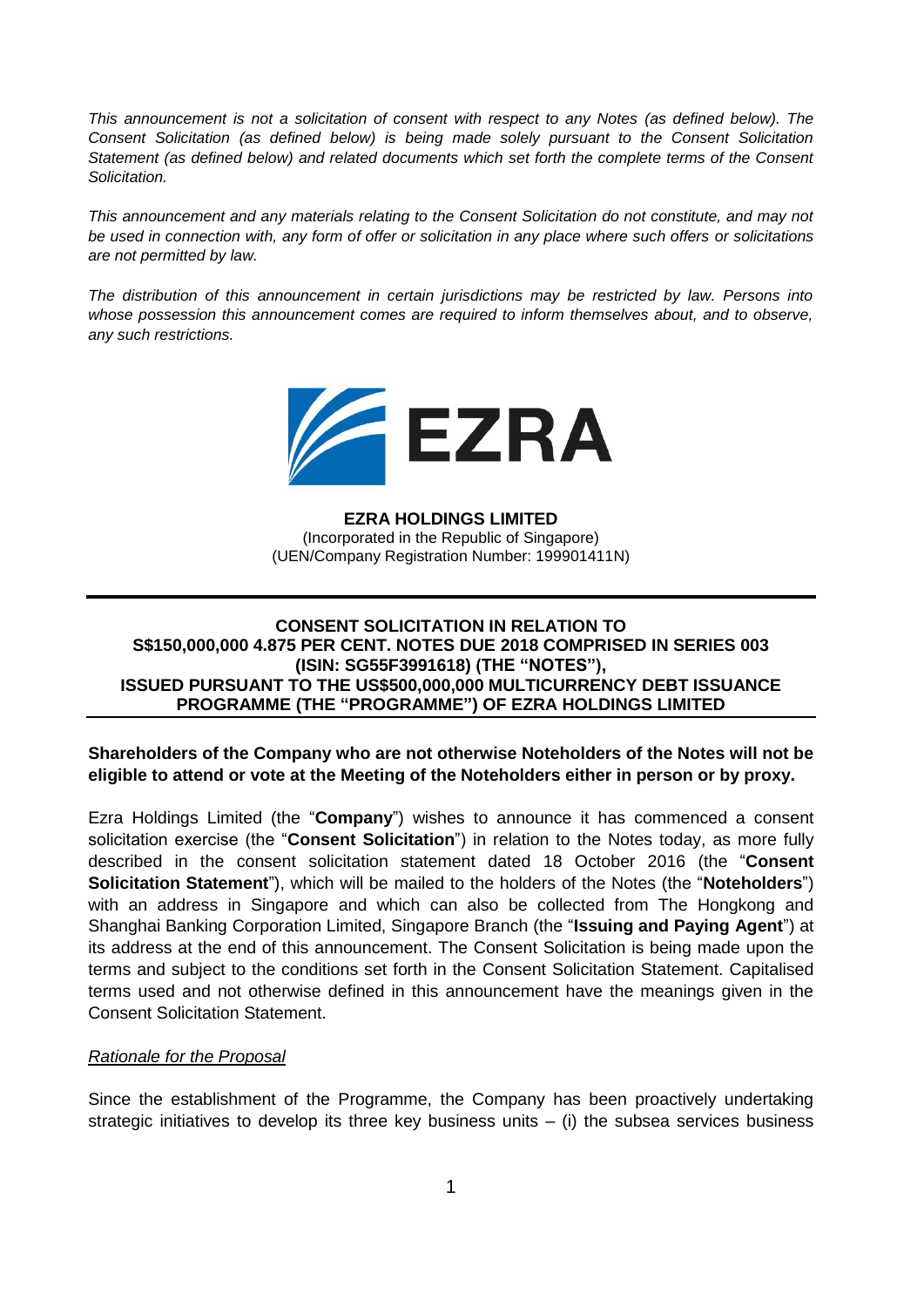*This announcement is not a solicitation of consent with respect to any Notes (as defined below). The Consent Solicitation (as defined below) is being made solely pursuant to the Consent Solicitation Statement (as defined below) and related documents which set forth the complete terms of the Consent Solicitation.*

*This announcement and any materials relating to the Consent Solicitation do not constitute, and may not be used in connection with, any form of offer or solicitation in any place where such offers or solicitations are not permitted by law.*

*The distribution of this announcement in certain jurisdictions may be restricted by law. Persons into whose possession this announcement comes are required to inform themselves about, and to observe, any such restrictions.*

EZRA

**EZRA HOLDINGS LIMITED**
(Incorporated in the Republic of Singapore)
(UEN/Company Registration Number: 199901411N)

**CONSENT SOLICITATION IN RELATION TO S$150,000,000 4.875 PER CENT. NOTES DUE 2018 COMPRISED IN SERIES 003 (ISIN: SG55F3991618) (THE "NOTES"), ISSUED PURSUANT TO THE US$500,000,000 MULTICURRENCY DEBT ISSUANCE PROGRAMME (THE "PROGRAMME") OF EZRA HOLDINGS LIMITED**

**Shareholders of the Company who are not otherwise Noteholders of the Notes will not be eligible to attend or vote at the Meeting of the Noteholders either in person or by proxy.**

Ezra Holdings Limited (the "**Company**") wishes to announce it has commenced a consent solicitation exercise (the "**Consent Solicitation**") in relation to the Notes today, as more fully described in the consent solicitation statement dated 18 October 2016 (the "**Consent Solicitation Statement**"), which will be mailed to the holders of the Notes (the "**Noteholders**") with an address in Singapore and which can also be collected from The Hongkong and Shanghai Banking Corporation Limited, Singapore Branch (the "**Issuing and Paying Agent**") at its address at the end of this announcement. The Consent Solicitation is being made upon the terms and subject to the conditions set forth in the Consent Solicitation Statement. Capitalised terms used and not otherwise defined in this announcement have the meanings given in the Consent Solicitation Statement.

*Rationale for the Proposal*

Since the establishment of the Programme, the Company has been proactively undertaking strategic initiatives to develop its three key business units – (i) the subsea services business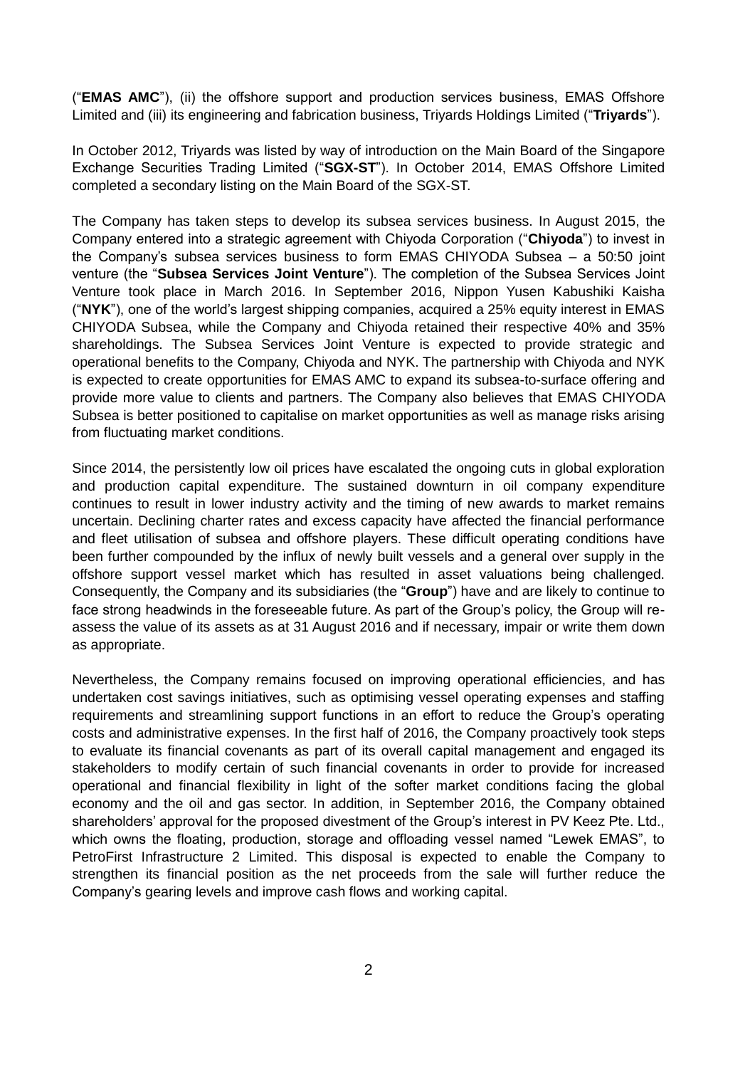("**EMAS AMC**"), (ii) the offshore support and production services business, EMAS Offshore Limited and (iii) its engineering and fabrication business, Triyards Holdings Limited ("**Triyards**").

In October 2012, Triyards was listed by way of introduction on the Main Board of the Singapore Exchange Securities Trading Limited ("**SGX-ST**"). In October 2014, EMAS Offshore Limited completed a secondary listing on the Main Board of the SGX-ST.

The Company has taken steps to develop its subsea services business. In August 2015, the Company entered into a strategic agreement with Chiyoda Corporation ("**Chiyoda**") to invest in the Company's subsea services business to form EMAS CHIYODA Subsea – a 50:50 joint venture (the "**Subsea Services Joint Venture**"). The completion of the Subsea Services Joint Venture took place in March 2016. In September 2016, Nippon Yusen Kabushiki Kaisha ("**NYK**"), one of the world's largest shipping companies, acquired a 25% equity interest in EMAS CHIYODA Subsea, while the Company and Chiyoda retained their respective 40% and 35% shareholdings. The Subsea Services Joint Venture is expected to provide strategic and operational benefits to the Company, Chiyoda and NYK. The partnership with Chiyoda and NYK is expected to create opportunities for EMAS AMC to expand its subsea-to-surface offering and provide more value to clients and partners. The Company also believes that EMAS CHIYODA Subsea is better positioned to capitalise on market opportunities as well as manage risks arising from fluctuating market conditions.

Since 2014, the persistently low oil prices have escalated the ongoing cuts in global exploration and production capital expenditure. The sustained downturn in oil company expenditure continues to result in lower industry activity and the timing of new awards to market remains uncertain. Declining charter rates and excess capacity have affected the financial performance and fleet utilisation of subsea and offshore players. These difficult operating conditions have been further compounded by the influx of newly built vessels and a general over supply in the offshore support vessel market which has resulted in asset valuations being challenged. Consequently, the Company and its subsidiaries (the "**Group**") have and are likely to continue to face strong headwinds in the foreseeable future. As part of the Group's policy, the Group will re-assess the value of its assets as at 31 August 2016 and if necessary, impair or write them down as appropriate.

Nevertheless, the Company remains focused on improving operational efficiencies, and has undertaken cost savings initiatives, such as optimising vessel operating expenses and staffing requirements and streamlining support functions in an effort to reduce the Group's operating costs and administrative expenses. In the first half of 2016, the Company proactively took steps to evaluate its financial covenants as part of its overall capital management and engaged its stakeholders to modify certain of such financial covenants in order to provide for increased operational and financial flexibility in light of the softer market conditions facing the global economy and the oil and gas sector. In addition, in September 2016, the Company obtained shareholders' approval for the proposed divestment of the Group's interest in PV Keez Pte. Ltd., which owns the floating, production, storage and offloading vessel named "Lewek EMAS", to PetroFirst Infrastructure 2 Limited. This disposal is expected to enable the Company to strengthen its financial position as the net proceeds from the sale will further reduce the Company's gearing levels and improve cash flows and working capital.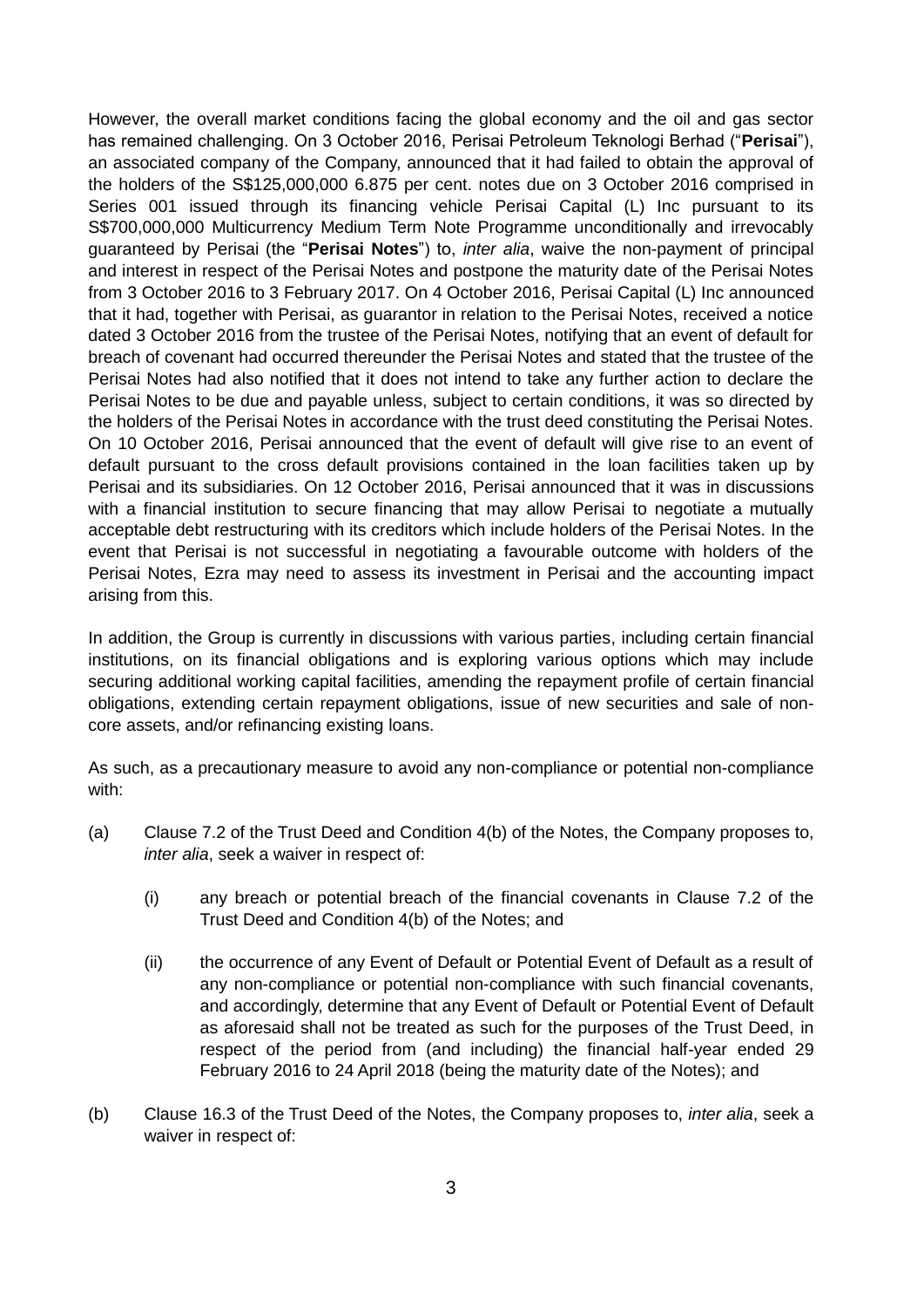However, the overall market conditions facing the global economy and the oil and gas sector has remained challenging. On 3 October 2016, Perisai Petroleum Teknologi Berhad ("**Perisai**"), an associated company of the Company, announced that it had failed to obtain the approval of the holders of the S$125,000,000 6.875 per cent. notes due on 3 October 2016 comprised in Series 001 issued through its financing vehicle Perisai Capital (L) Inc pursuant to its S$700,000,000 Multicurrency Medium Term Note Programme unconditionally and irrevocably guaranteed by Perisai (the "**Perisai Notes**") to, *inter alia*, waive the non-payment of principal and interest in respect of the Perisai Notes and postpone the maturity date of the Perisai Notes from 3 October 2016 to 3 February 2017. On 4 October 2016, Perisai Capital (L) Inc announced that it had, together with Perisai, as guarantor in relation to the Perisai Notes, received a notice dated 3 October 2016 from the trustee of the Perisai Notes, notifying that an event of default for breach of covenant had occurred thereunder the Perisai Notes and stated that the trustee of the Perisai Notes had also notified that it does not intend to take any further action to declare the Perisai Notes to be due and payable unless, subject to certain conditions, it was so directed by the holders of the Perisai Notes in accordance with the trust deed constituting the Perisai Notes. On 10 October 2016, Perisai announced that the event of default will give rise to an event of default pursuant to the cross default provisions contained in the loan facilities taken up by Perisai and its subsidiaries. On 12 October 2016, Perisai announced that it was in discussions with a financial institution to secure financing that may allow Perisai to negotiate a mutually acceptable debt restructuring with its creditors which include holders of the Perisai Notes. In the event that Perisai is not successful in negotiating a favourable outcome with holders of the Perisai Notes, Ezra may need to assess its investment in Perisai and the accounting impact arising from this.

In addition, the Group is currently in discussions with various parties, including certain financial institutions, on its financial obligations and is exploring various options which may include securing additional working capital facilities, amending the repayment profile of certain financial obligations, extending certain repayment obligations, issue of new securities and sale of non-core assets, and/or refinancing existing loans.

As such, as a precautionary measure to avoid any non-compliance or potential non-compliance with:

(a) Clause 7.2 of the Trust Deed and Condition 4(b) of the Notes, the Company proposes to, *inter alia*, seek a waiver in respect of:

 (i) any breach or potential breach of the financial covenants in Clause 7.2 of the Trust Deed and Condition 4(b) of the Notes; and

 (ii) the occurrence of any Event of Default or Potential Event of Default as a result of any non-compliance or potential non-compliance with such financial covenants, and accordingly, determine that any Event of Default or Potential Event of Default as aforesaid shall not be treated as such for the purposes of the Trust Deed, in respect of the period from (and including) the financial half-year ended 29 February 2016 to 24 April 2018 (being the maturity date of the Notes); and

(b) Clause 16.3 of the Trust Deed of the Notes, the Company proposes to, *inter alia*, seek a waiver in respect of: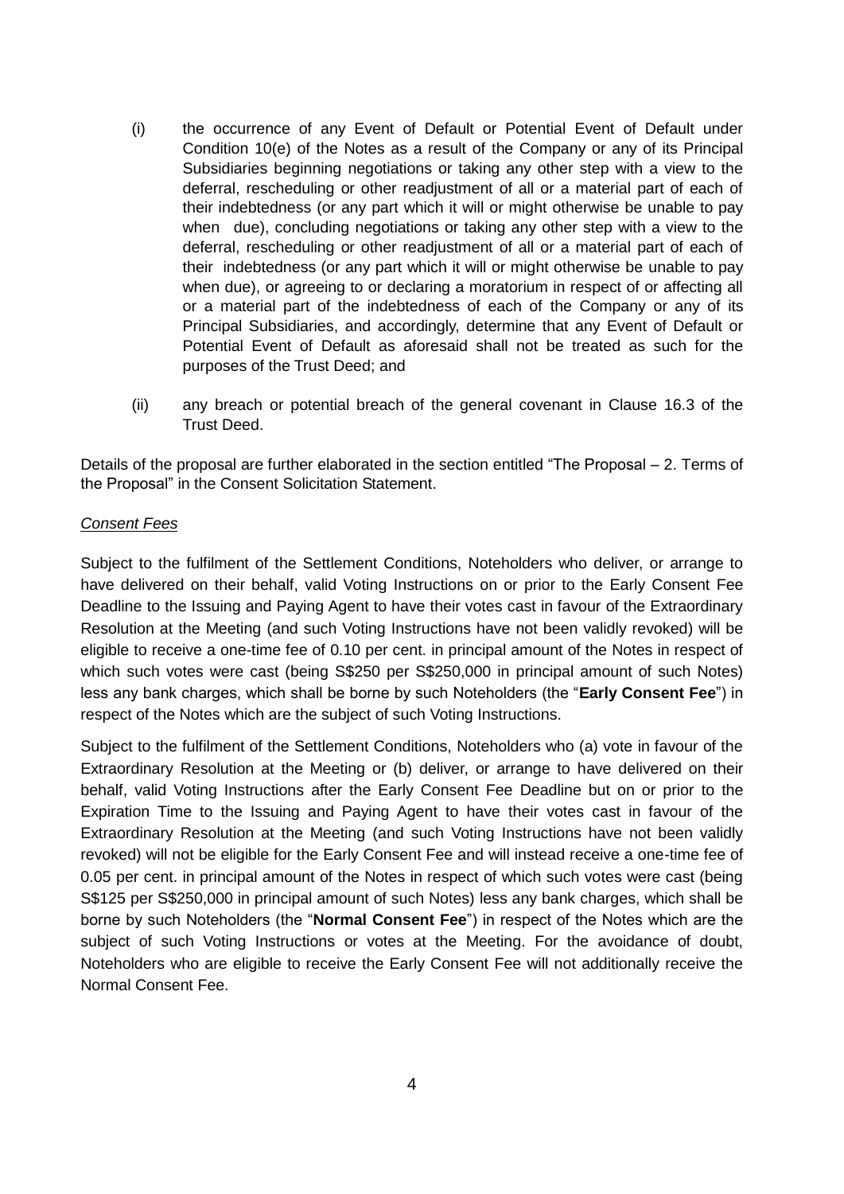(i) the occurrence of any Event of Default or Potential Event of Default under Condition 10(e) of the Notes as a result of the Company or any of its Principal Subsidiaries beginning negotiations or taking any other step with a view to the deferral, rescheduling or other readjustment of all or a material part of each of their indebtedness (or any part which it will or might otherwise be unable to pay when due), concluding negotiations or taking any other step with a view to the deferral, rescheduling or other readjustment of all or a material part of each of their indebtedness (or any part which it will or might otherwise be unable to pay when due), or agreeing to or declaring a moratorium in respect of or affecting all or a material part of the indebtedness of each of the Company or any of its Principal Subsidiaries, and accordingly, determine that any Event of Default or Potential Event of Default as aforesaid shall not be treated as such for the purposes of the Trust Deed; and

(ii) any breach or potential breach of the general covenant in Clause 16.3 of the Trust Deed.

Details of the proposal are further elaborated in the section entitled "The Proposal – 2. Terms of the Proposal" in the Consent Solicitation Statement.

*Consent Fees*

Subject to the fulfilment of the Settlement Conditions, Noteholders who deliver, or arrange to have delivered on their behalf, valid Voting Instructions on or prior to the Early Consent Fee Deadline to the Issuing and Paying Agent to have their votes cast in favour of the Extraordinary Resolution at the Meeting (and such Voting Instructions have not been validly revoked) will be eligible to receive a one-time fee of 0.10 per cent. in principal amount of the Notes in respect of which such votes were cast (being S$250 per S$250,000 in principal amount of such Notes) less any bank charges, which shall be borne by such Noteholders (the "**Early Consent Fee**") in respect of the Notes which are the subject of such Voting Instructions.

Subject to the fulfilment of the Settlement Conditions, Noteholders who (a) vote in favour of the Extraordinary Resolution at the Meeting or (b) deliver, or arrange to have delivered on their behalf, valid Voting Instructions after the Early Consent Fee Deadline but on or prior to the Expiration Time to the Issuing and Paying Agent to have their votes cast in favour of the Extraordinary Resolution at the Meeting (and such Voting Instructions have not been validly revoked) will not be eligible for the Early Consent Fee and will instead receive a one-time fee of 0.05 per cent. in principal amount of the Notes in respect of which such votes were cast (being S$125 per S$250,000 in principal amount of such Notes) less any bank charges, which shall be borne by such Noteholders (the "**Normal Consent Fee**") in respect of the Notes which are the subject of such Voting Instructions or votes at the Meeting. For the avoidance of doubt, Noteholders who are eligible to receive the Early Consent Fee will not additionally receive the Normal Consent Fee.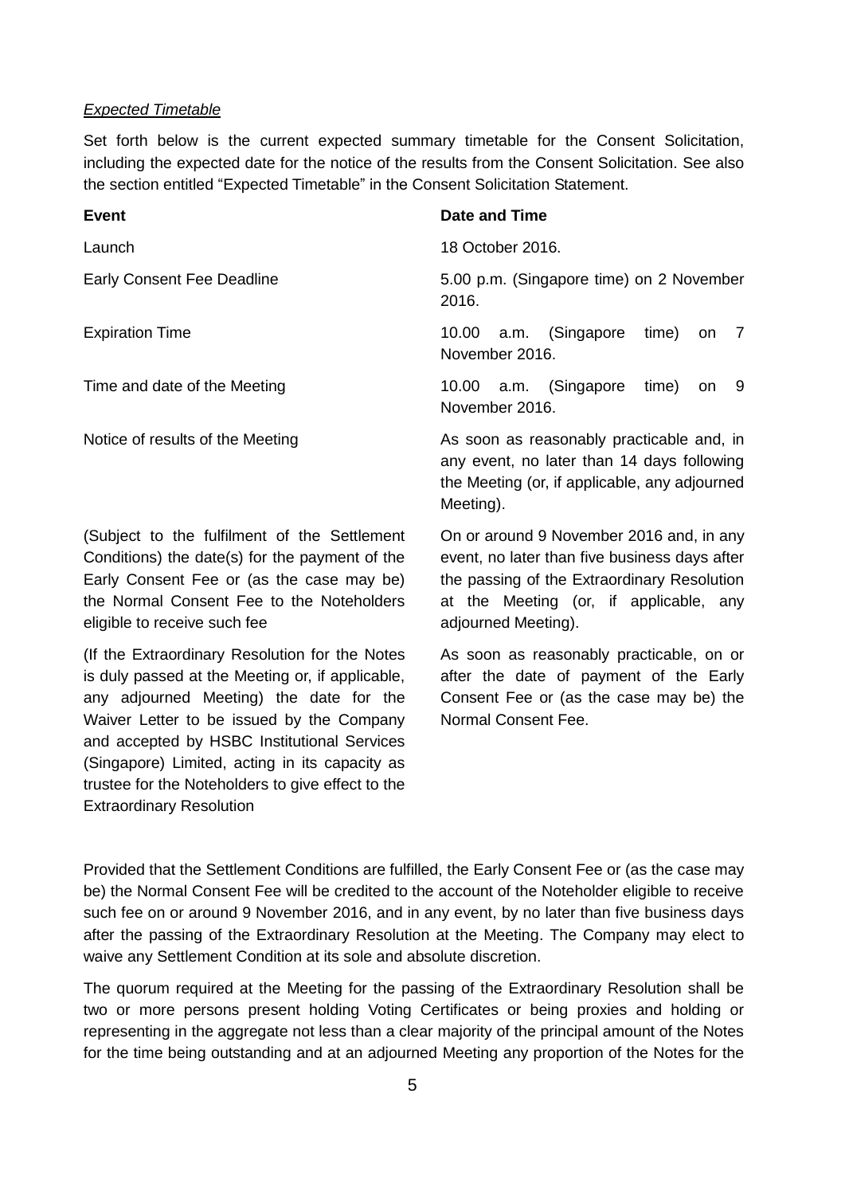*Expected Timetable*

Set forth below is the current expected summary timetable for the Consent Solicitation, including the expected date for the notice of the results from the Consent Solicitation. See also the section entitled "Expected Timetable" in the Consent Solicitation Statement.

| Event | Date and Time |
| --- | --- |
| Launch | 18 October 2016. |
| Early Consent Fee Deadline | 5.00 p.m. (Singapore time) on 2 November 2016. |
| Expiration Time | 10.00 a.m. (Singapore time) on 7 November 2016. |
| Time and date of the Meeting | 10.00 a.m. (Singapore time) on 9 November 2016. |
| Notice of results of the Meeting | As soon as reasonably practicable and, in any event, no later than 14 days following the Meeting (or, if applicable, any adjourned Meeting). |
| (Subject to the fulfilment of the Settlement Conditions) the date(s) for the payment of the Early Consent Fee or (as the case may be) the Normal Consent Fee to the Noteholders eligible to receive such fee | On or around 9 November 2016 and, in any event, no later than five business days after the passing of the Extraordinary Resolution at the Meeting (or, if applicable, any adjourned Meeting). |
| (If the Extraordinary Resolution for the Notes is duly passed at the Meeting or, if applicable, any adjourned Meeting) the date for the Waiver Letter to be issued by the Company and accepted by HSBC Institutional Services (Singapore) Limited, acting in its capacity as trustee for the Noteholders to give effect to the Extraordinary Resolution | As soon as reasonably practicable, on or after the date of payment of the Early Consent Fee or (as the case may be) the Normal Consent Fee. |

Provided that the Settlement Conditions are fulfilled, the Early Consent Fee or (as the case may be) the Normal Consent Fee will be credited to the account of the Noteholder eligible to receive such fee on or around 9 November 2016, and in any event, by no later than five business days after the passing of the Extraordinary Resolution at the Meeting. The Company may elect to waive any Settlement Condition at its sole and absolute discretion.

The quorum required at the Meeting for the passing of the Extraordinary Resolution shall be two or more persons present holding Voting Certificates or being proxies and holding or representing in the aggregate not less than a clear majority of the principal amount of the Notes for the time being outstanding and at an adjourned Meeting any proportion of the Notes for the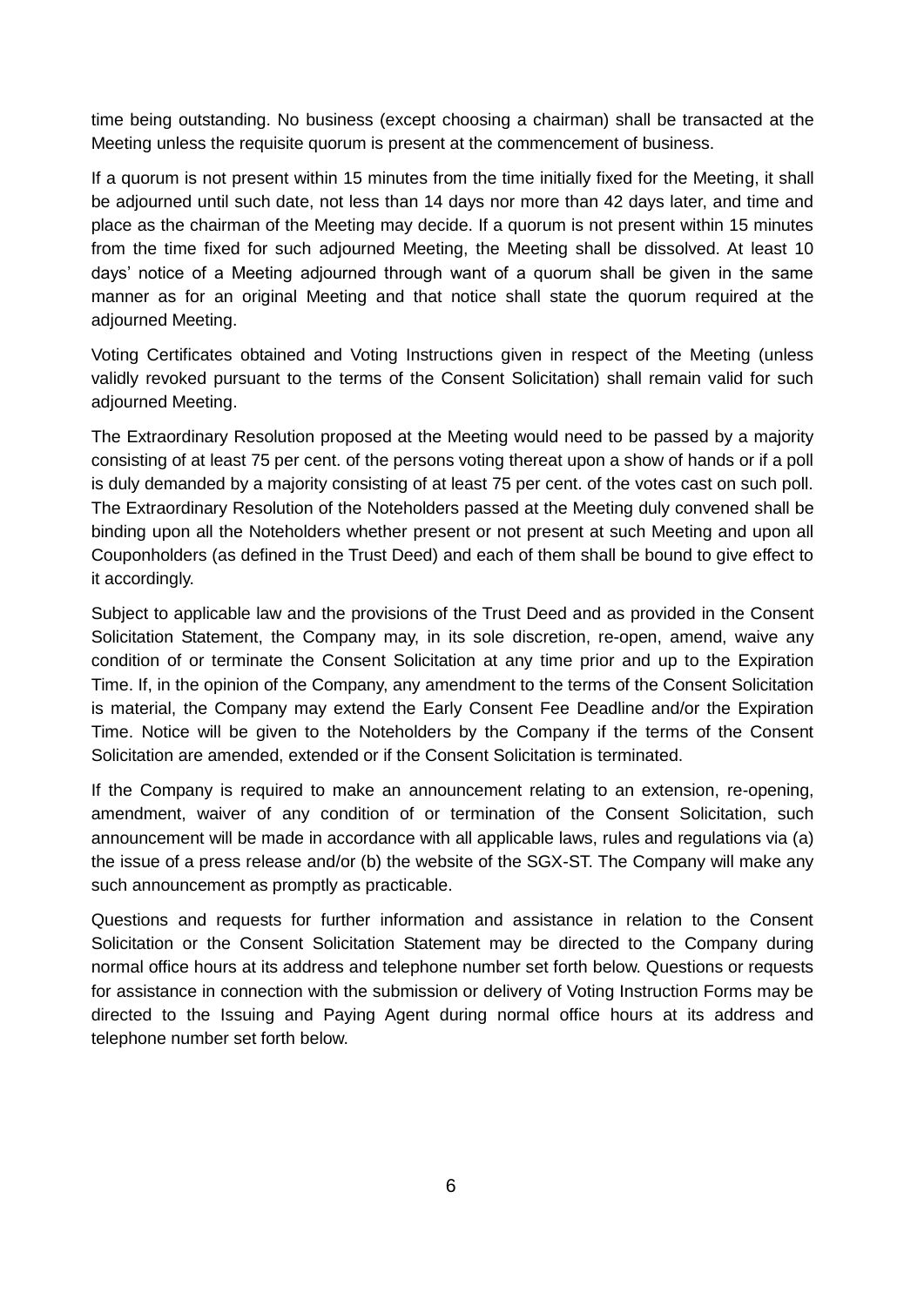time being outstanding. No business (except choosing a chairman) shall be transacted at the Meeting unless the requisite quorum is present at the commencement of business.

If a quorum is not present within 15 minutes from the time initially fixed for the Meeting, it shall be adjourned until such date, not less than 14 days nor more than 42 days later, and time and place as the chairman of the Meeting may decide. If a quorum is not present within 15 minutes from the time fixed for such adjourned Meeting, the Meeting shall be dissolved. At least 10 days' notice of a Meeting adjourned through want of a quorum shall be given in the same manner as for an original Meeting and that notice shall state the quorum required at the adjourned Meeting.

Voting Certificates obtained and Voting Instructions given in respect of the Meeting (unless validly revoked pursuant to the terms of the Consent Solicitation) shall remain valid for such adjourned Meeting.

The Extraordinary Resolution proposed at the Meeting would need to be passed by a majority consisting of at least 75 per cent. of the persons voting thereat upon a show of hands or if a poll is duly demanded by a majority consisting of at least 75 per cent. of the votes cast on such poll. The Extraordinary Resolution of the Noteholders passed at the Meeting duly convened shall be binding upon all the Noteholders whether present or not present at such Meeting and upon all Couponholders (as defined in the Trust Deed) and each of them shall be bound to give effect to it accordingly.

Subject to applicable law and the provisions of the Trust Deed and as provided in the Consent Solicitation Statement, the Company may, in its sole discretion, re-open, amend, waive any condition of or terminate the Consent Solicitation at any time prior and up to the Expiration Time. If, in the opinion of the Company, any amendment to the terms of the Consent Solicitation is material, the Company may extend the Early Consent Fee Deadline and/or the Expiration Time. Notice will be given to the Noteholders by the Company if the terms of the Consent Solicitation are amended, extended or if the Consent Solicitation is terminated.

If the Company is required to make an announcement relating to an extension, re-opening, amendment, waiver of any condition of or termination of the Consent Solicitation, such announcement will be made in accordance with all applicable laws, rules and regulations via (a) the issue of a press release and/or (b) the website of the SGX-ST. The Company will make any such announcement as promptly as practicable.

Questions and requests for further information and assistance in relation to the Consent Solicitation or the Consent Solicitation Statement may be directed to the Company during normal office hours at its address and telephone number set forth below. Questions or requests for assistance in connection with the submission or delivery of Voting Instruction Forms may be directed to the Issuing and Paying Agent during normal office hours at its address and telephone number set forth below.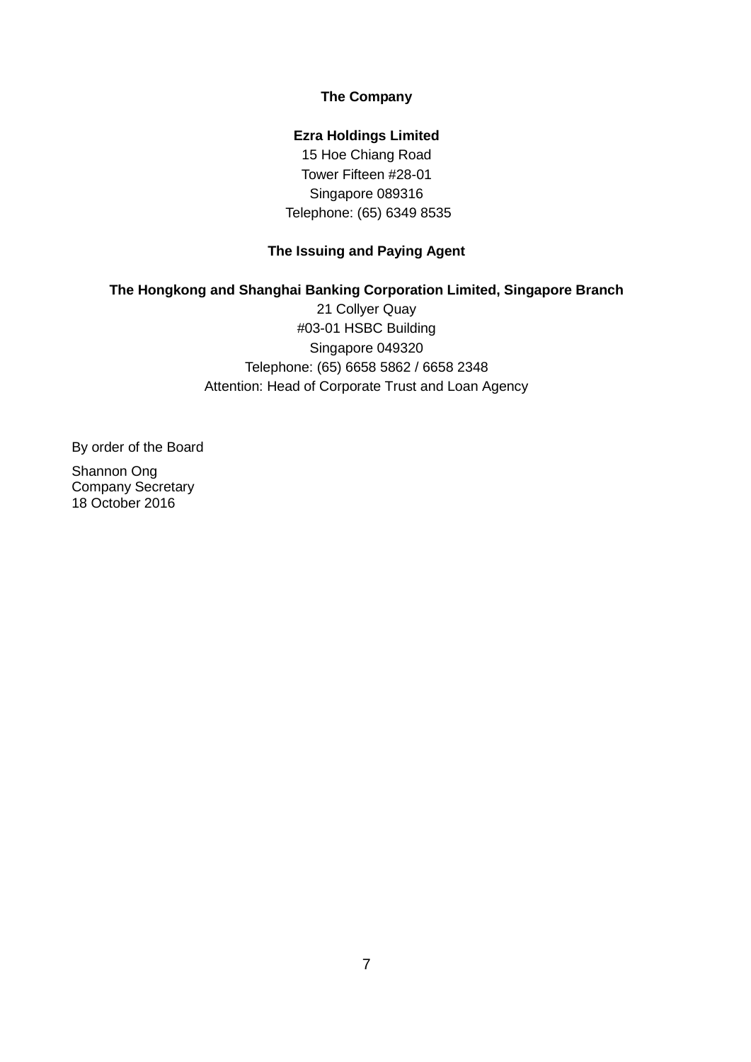**The Company**

**Ezra Holdings Limited**
15 Hoe Chiang Road
Tower Fifteen #28-01
Singapore 089316
Telephone: (65) 6349 8535

**The Issuing and Paying Agent**

**The Hongkong and Shanghai Banking Corporation Limited, Singapore Branch**
21 Collyer Quay
#03-01 HSBC Building
Singapore 049320
Telephone: (65) 6658 5862 / 6658 2348
Attention: Head of Corporate Trust and Loan Agency

By order of the Board

Shannon Ong
Company Secretary
18 October 2016